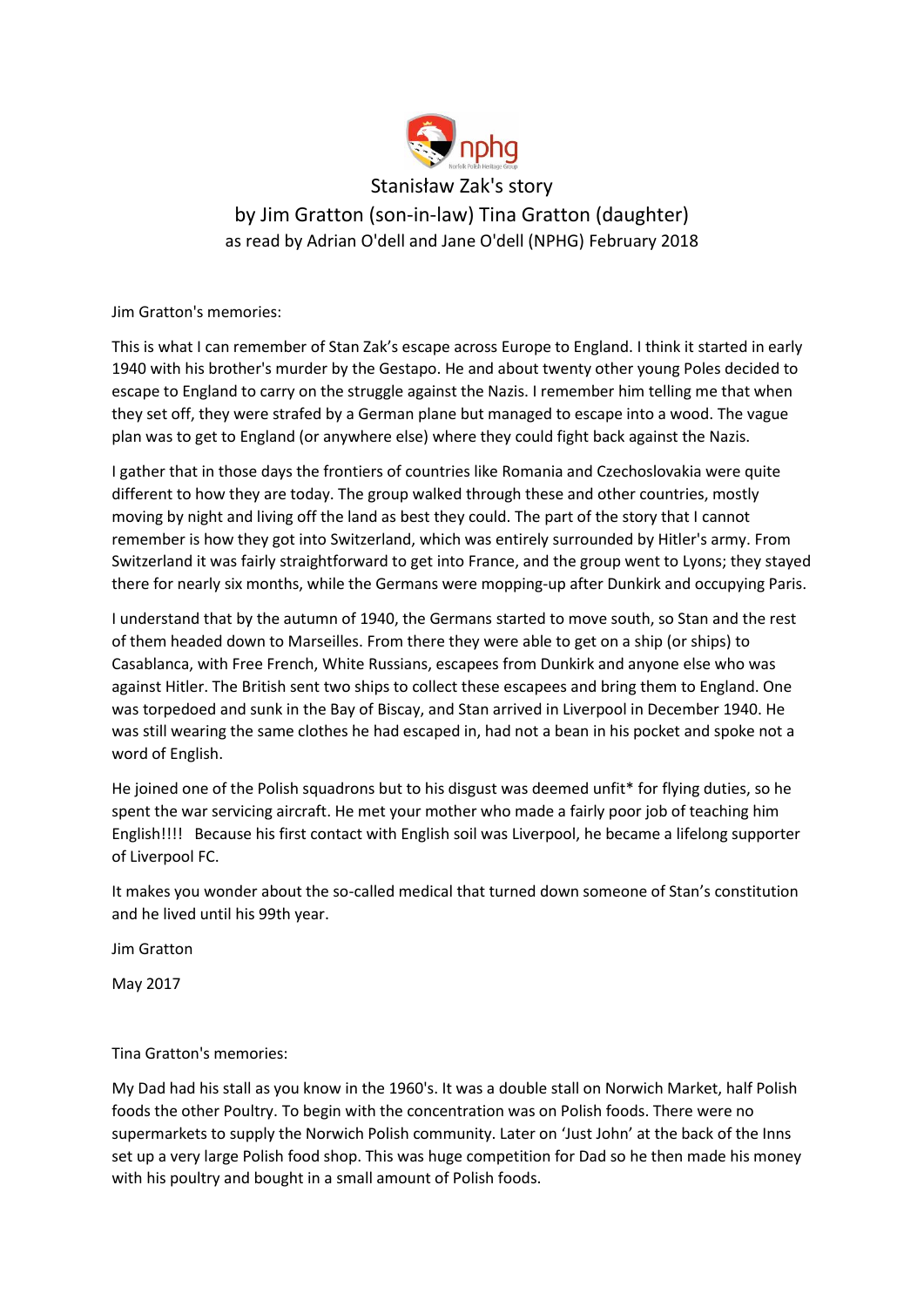# Stanisław Zak's story

## by Jim Gratton (son-in-law) Tina Gratton (daughter)

### as read by Adrian O'dell and Jane O'dell (NPHG) February 2018

Jim Gratton's memories:

This is what I can remember of Stan Zak's escape across Europe to England. I think it started in early 1940 with his brother's murder by the Gestapo. He and about twenty other young Poles decided to escape to England to carry on the struggle against the Nazis. I remember him telling me that when they set off, they were strafed by a German plane but managed to escape into a wood. The vague plan was to get to England (or anywhere else) where they could fight back against the Nazis.

I gather that in those days the frontiers of countries like Romania and Czechoslovakia were quite different to how they are today. The group walked through these and other countries, mostly moving by night and living off the land as best they could. The part of the story that I cannot remember is how they got into Switzerland, which was entirely surrounded by Hitler's army. From Switzerland it was fairly straightforward to get into France, and the group went to Lyons; they stayed there for nearly six months, while the Germans were mopping-up after Dunkirk and occupying Paris.

I understand that by the autumn of 1940, the Germans started to move south, so Stan and the rest of them headed down to Marseilles. From there they were able to get on a ship (or ships) to Casablanca, with Free French, White Russians, escapees from Dunkirk and anyone else who was against Hitler. The British sent two ships to collect these escapees and bring them to England. One was torpedoed and sunk in the Bay of Biscay, and Stan arrived in Liverpool in December 1940. He was still wearing the same clothes he had escaped in, had not a bean in his pocket and spoke not a word of English.

He joined one of the Polish squadrons but to his disgust was deemed unfit* for flying duties, so he spent the war servicing aircraft. He met your mother who made a fairly poor job of teaching him English!!!! Because his first contact with English soil was Liverpool, he became a lifelong supporter of Liverpool FC.

It makes you wonder about the so-called medical that turned down someone of Stan's constitution and he lived until his 99th year.

Jim Gratton

May 2017

Tina Gratton's memories:

My Dad had his stall as you know in the 1960's. It was a double stall on Norwich Market, half Polish foods the other Poultry. To begin with the concentration was on Polish foods. There were no supermarkets to supply the Norwich Polish community. Later on 'Just John' at the back of the Inns set up a very large Polish food shop. This was huge competition for Dad so he then made his money with his poultry and bought in a small amount of Polish foods.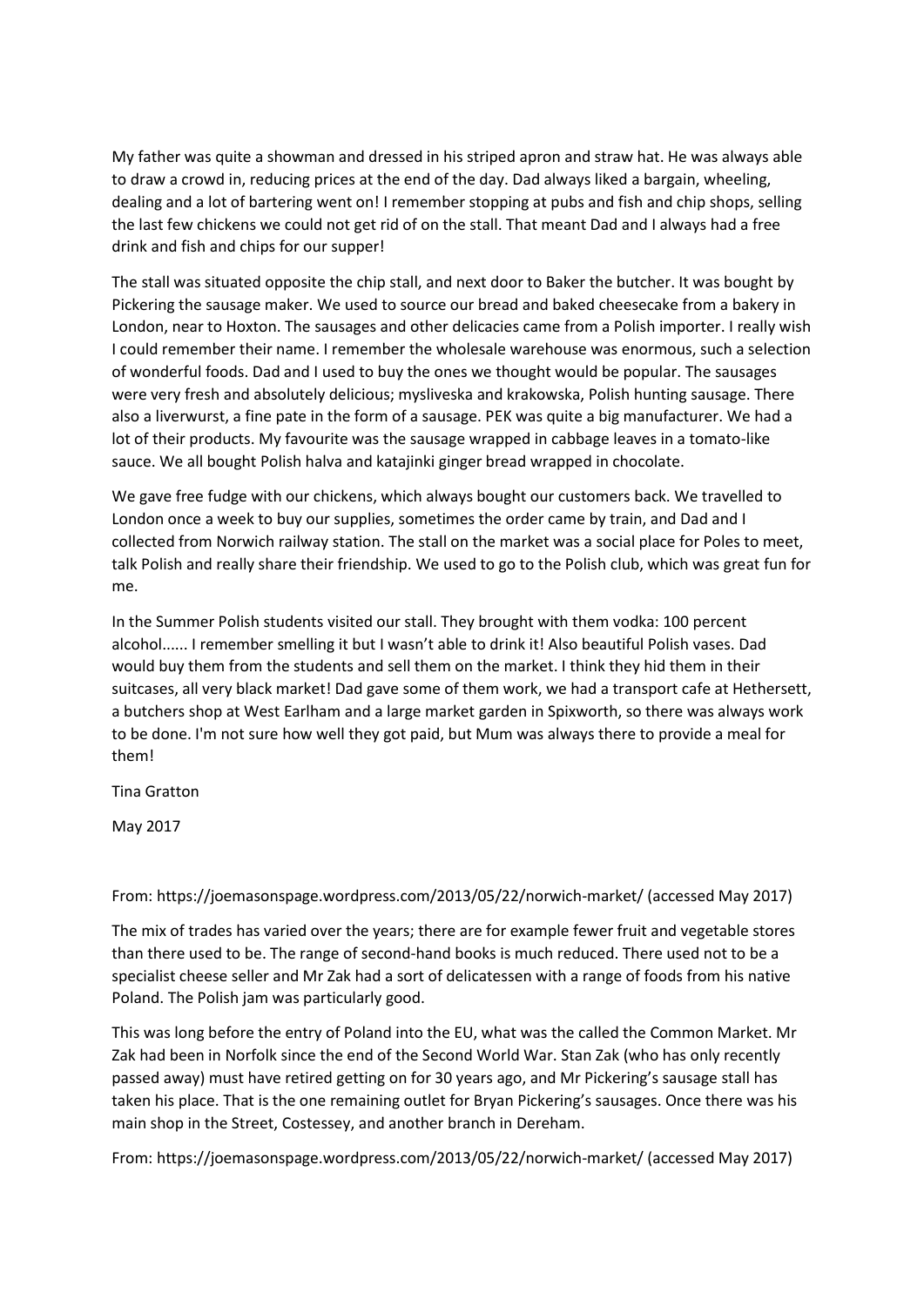My father was quite a showman and dressed in his striped apron and straw hat. He was always able to draw a crowd in, reducing prices at the end of the day. Dad always liked a bargain, wheeling, dealing and a lot of bartering went on! I remember stopping at pubs and fish and chip shops, selling the last few chickens we could not get rid of on the stall. That meant Dad and I always had a free drink and fish and chips for our supper!

The stall was situated opposite the chip stall, and next door to Baker the butcher. It was bought by Pickering the sausage maker. We used to source our bread and baked cheesecake from a bakery in London, near to Hoxton. The sausages and other delicacies came from a Polish importer. I really wish I could remember their name. I remember the wholesale warehouse was enormous, such a selection of wonderful foods. Dad and I used to buy the ones we thought would be popular. The sausages were very fresh and absolutely delicious; mysliveska and krakowska, Polish hunting sausage. There also a liverwurst, a fine pate in the form of a sausage. PEK was quite a big manufacturer. We had a lot of their products. My favourite was the sausage wrapped in cabbage leaves in a tomato-like sauce. We all bought Polish halva and katajinki ginger bread wrapped in chocolate.

We gave free fudge with our chickens, which always bought our customers back. We travelled to London once a week to buy our supplies, sometimes the order came by train, and Dad and I collected from Norwich railway station. The stall on the market was a social place for Poles to meet, talk Polish and really share their friendship. We used to go to the Polish club, which was great fun for me.

In the Summer Polish students visited our stall. They brought with them vodka: 100 percent alcohol...... I remember smelling it but I wasn't able to drink it! Also beautiful Polish vases. Dad would buy them from the students and sell them on the market. I think they hid them in their suitcases, all very black market! Dad gave some of them work, we had a transport cafe at Hethersett, a butchers shop at West Earlham and a large market garden in Spixworth, so there was always work to be done. I'm not sure how well they got paid, but Mum was always there to provide a meal for them!

Tina Gratton

May 2017

From: https://joemasonspage.wordpress.com/2013/05/22/norwich-market/ (accessed May 2017)

The mix of trades has varied over the years; there are for example fewer fruit and vegetable stores than there used to be. The range of second-hand books is much reduced. There used not to be a specialist cheese seller and Mr Zak had a sort of delicatessen with a range of foods from his native Poland. The Polish jam was particularly good.

This was long before the entry of Poland into the EU, what was the called the Common Market. Mr Zak had been in Norfolk since the end of the Second World War. Stan Zak (who has only recently passed away) must have retired getting on for 30 years ago, and Mr Pickering's sausage stall has taken his place. That is the one remaining outlet for Bryan Pickering's sausages. Once there was his main shop in the Street, Costessey, and another branch in Dereham.

From: https://joemasonspage.wordpress.com/2013/05/22/norwich-market/ (accessed May 2017)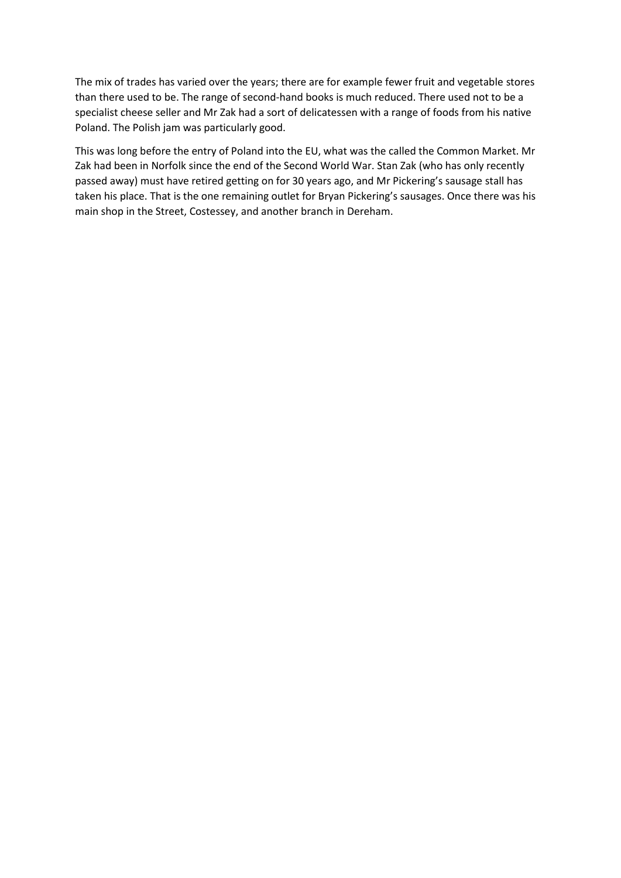The mix of trades has varied over the years; there are for example fewer fruit and vegetable stores than there used to be. The range of second-hand books is much reduced. There used not to be a specialist cheese seller and Mr Zak had a sort of delicatessen with a range of foods from his native Poland. The Polish jam was particularly good.

This was long before the entry of Poland into the EU, what was the called the Common Market. Mr Zak had been in Norfolk since the end of the Second World War. Stan Zak (who has only recently passed away) must have retired getting on for 30 years ago, and Mr Pickering's sausage stall has taken his place. That is the one remaining outlet for Bryan Pickering's sausages. Once there was his main shop in the Street, Costessey, and another branch in Dereham.